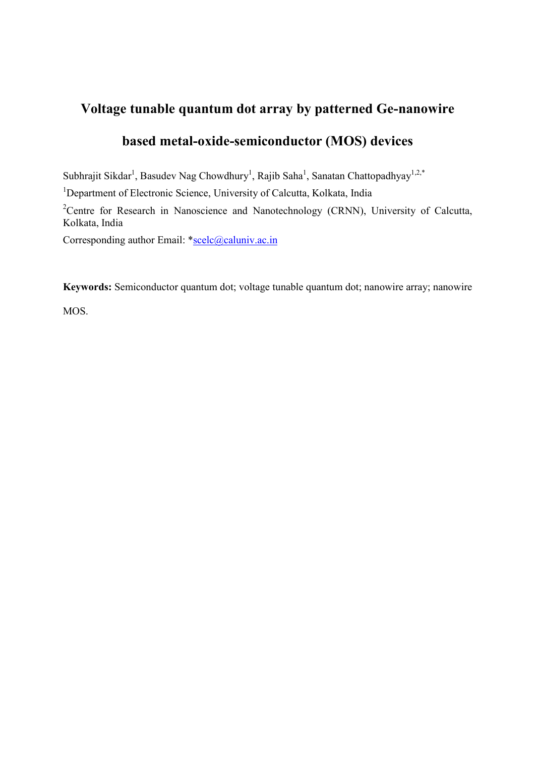# Voltage tunable quantum dot array by patterned Ge-nanowire based metal-oxide-semiconductor (MOS) devices

Subhrajit Sikdar[1], Basudev Nag Chowdhury[1], Rajib Saha[1], Sanatan Chattopadhyay[1,2,*]

[1]Department of Electronic Science, University of Calcutta, Kolkata, India

[2]Centre for Research in Nanoscience and Nanotechnology (CRNN), University of Calcutta, Kolkata, India

Corresponding author Email: *scelc@caluniv.ac.in

**Keywords:** Semiconductor quantum dot; voltage tunable quantum dot; nanowire array; nanowire MOS.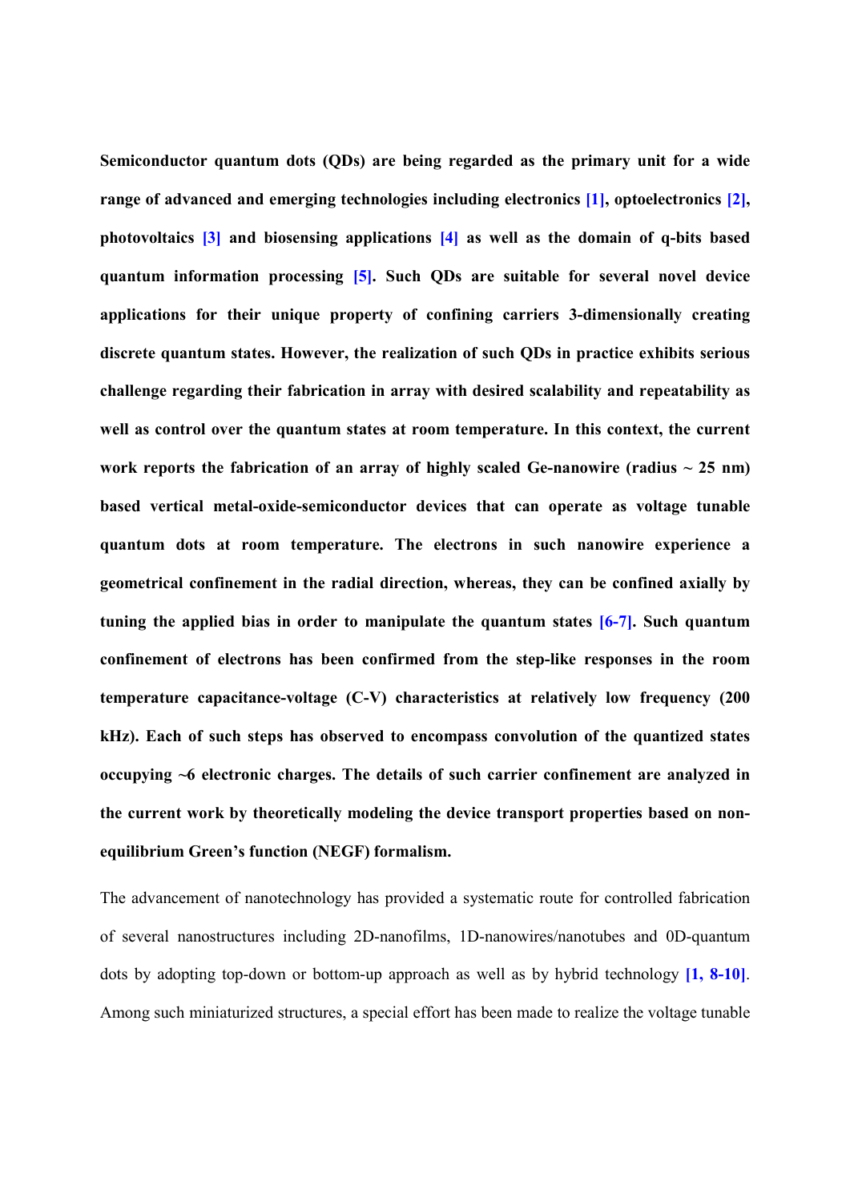**Semiconductor quantum dots (QDs) are being regarded as the primary unit for a wide range of advanced and emerging technologies including electronics [1], optoelectronics [2], photovoltaics [3] and biosensing applications [4] as well as the domain of q-bits based quantum information processing [5]. Such QDs are suitable for several novel device applications for their unique property of confining carriers 3-dimensionally creating discrete quantum states. However, the realization of such QDs in practice exhibits serious challenge regarding their fabrication in array with desired scalability and repeatability as well as control over the quantum states at room temperature. In this context, the current work reports the fabrication of an array of highly scaled Ge-nanowire (radius ~ 25 nm) based vertical metal-oxide-semiconductor devices that can operate as voltage tunable quantum dots at room temperature. The electrons in such nanowire experience a geometrical confinement in the radial direction, whereas, they can be confined axially by tuning the applied bias in order to manipulate the quantum states [6-7]. Such quantum confinement of electrons has been confirmed from the step-like responses in the room temperature capacitance-voltage (C-V) characteristics at relatively low frequency (200 kHz). Each of such steps has observed to encompass convolution of the quantized states occupying ~6 electronic charges. The details of such carrier confinement are analyzed in the current work by theoretically modeling the device transport properties based on non-equilibrium Green's function (NEGF) formalism.**

The advancement of nanotechnology has provided a systematic route for controlled fabrication of several nanostructures including 2D-nanofilms, 1D-nanowires/nanotubes and 0D-quantum dots by adopting top-down or bottom-up approach as well as by hybrid technology [1, 8-10]. Among such miniaturized structures, a special effort has been made to realize the voltage tunable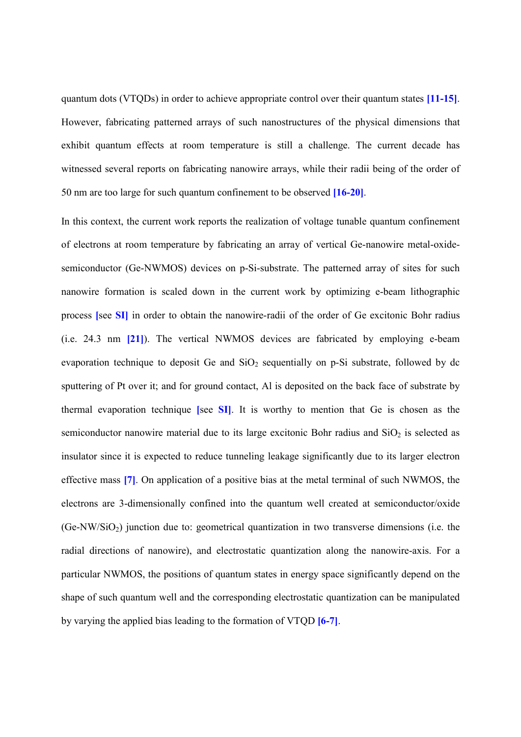quantum dots (VTQDs) in order to achieve appropriate control over their quantum states [11-15]. However, fabricating patterned arrays of such nanostructures of the physical dimensions that exhibit quantum effects at room temperature is still a challenge. The current decade has witnessed several reports on fabricating nanowire arrays, while their radii being of the order of 50 nm are too large for such quantum confinement to be observed [16-20].

In this context, the current work reports the realization of voltage tunable quantum confinement of electrons at room temperature by fabricating an array of vertical Ge-nanowire metal-oxide-semiconductor (Ge-NWMOS) devices on p-Si-substrate. The patterned array of sites for such nanowire formation is scaled down in the current work by optimizing e-beam lithographic process [see SI] in order to obtain the nanowire-radii of the order of Ge excitonic Bohr radius (i.e. 24.3 nm [21]). The vertical NWMOS devices are fabricated by employing e-beam evaporation technique to deposit Ge and $SiO_2$ sequentially on p-Si substrate, followed by dc sputtering of Pt over it; and for ground contact, Al is deposited on the back face of substrate by thermal evaporation technique [see SI]. It is worthy to mention that Ge is chosen as the semiconductor nanowire material due to its large excitonic Bohr radius and $SiO_2$ is selected as insulator since it is expected to reduce tunneling leakage significantly due to its larger electron effective mass [7]. On application of a positive bias at the metal terminal of such NWMOS, the electrons are 3-dimensionally confined into the quantum well created at semiconductor/oxide (Ge-NW/$SiO_2$) junction due to: geometrical quantization in two transverse dimensions (i.e. the radial directions of nanowire), and electrostatic quantization along the nanowire-axis. For a particular NWMOS, the positions of quantum states in energy space significantly depend on the shape of such quantum well and the corresponding electrostatic quantization can be manipulated by varying the applied bias leading to the formation of VTQD [6-7].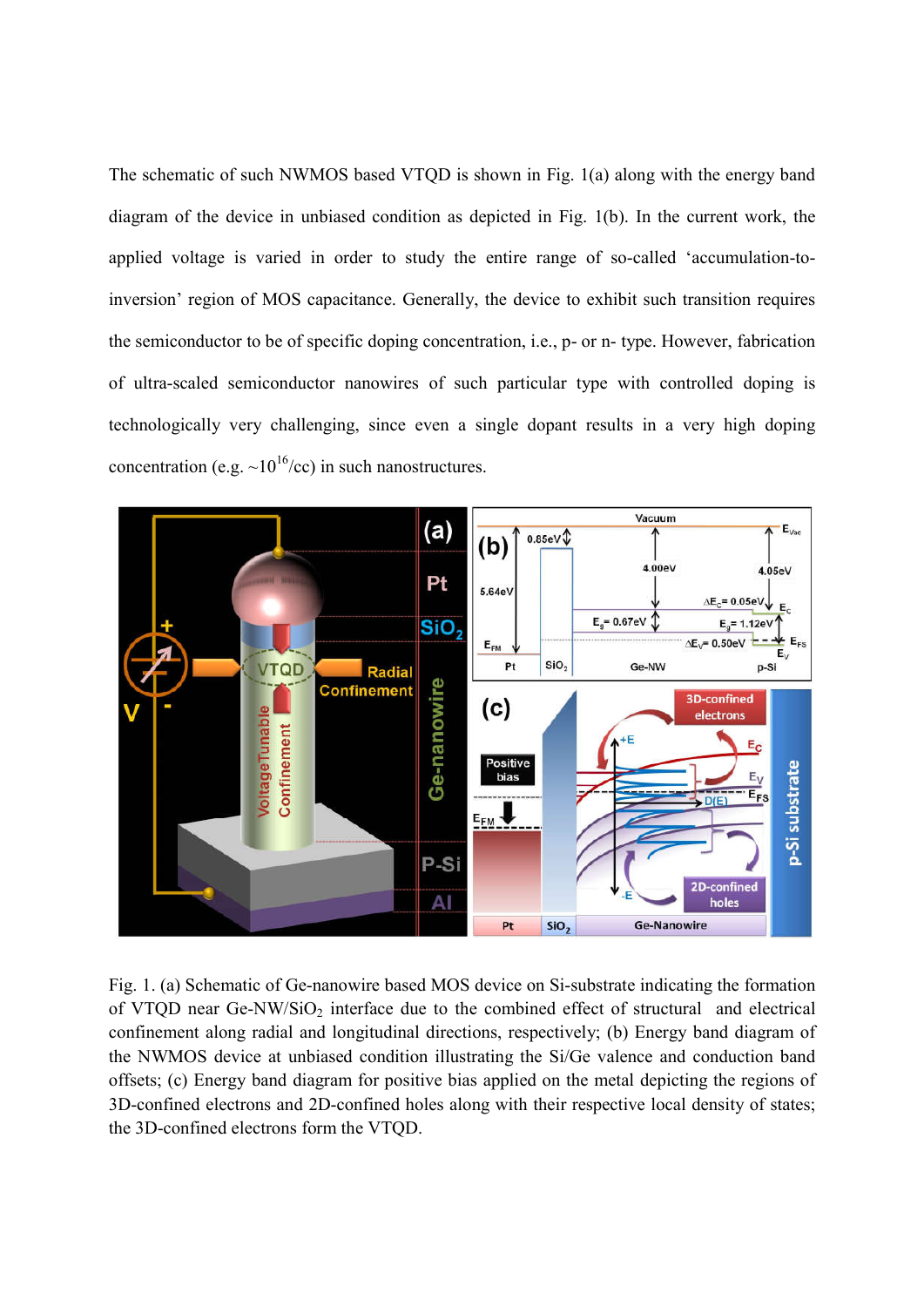The schematic of such NWMOS based VTQD is shown in Fig. 1(a) along with the energy band diagram of the device in unbiased condition as depicted in Fig. 1(b). In the current work, the applied voltage is varied in order to study the entire range of so-called 'accumulation-to-inversion' region of MOS capacitance. Generally, the device to exhibit such transition requires the semiconductor to be of specific doping concentration, i.e., p- or n- type. However, fabrication of ultra-scaled semiconductor nanowires of such particular type with controlled doping is technologically very challenging, since even a single dopant results in a very high doping concentration (e.g. ~$10^{16}$/cc) in such nanostructures.

Fig. 1. (a) Schematic of Ge-nanowire based MOS device on Si-substrate indicating the formation of VTQD near Ge-NW/$SiO_2$ interface due to the combined effect of structural and electrical confinement along radial and longitudinal directions, respectively; (b) Energy band diagram of the NWMOS device at unbiased condition illustrating the Si/Ge valence and conduction band offsets; (c) Energy band diagram for positive bias applied on the metal depicting the regions of 3D-confined electrons and 2D-confined holes along with their respective local density of states; the 3D-confined electrons form the VTQD.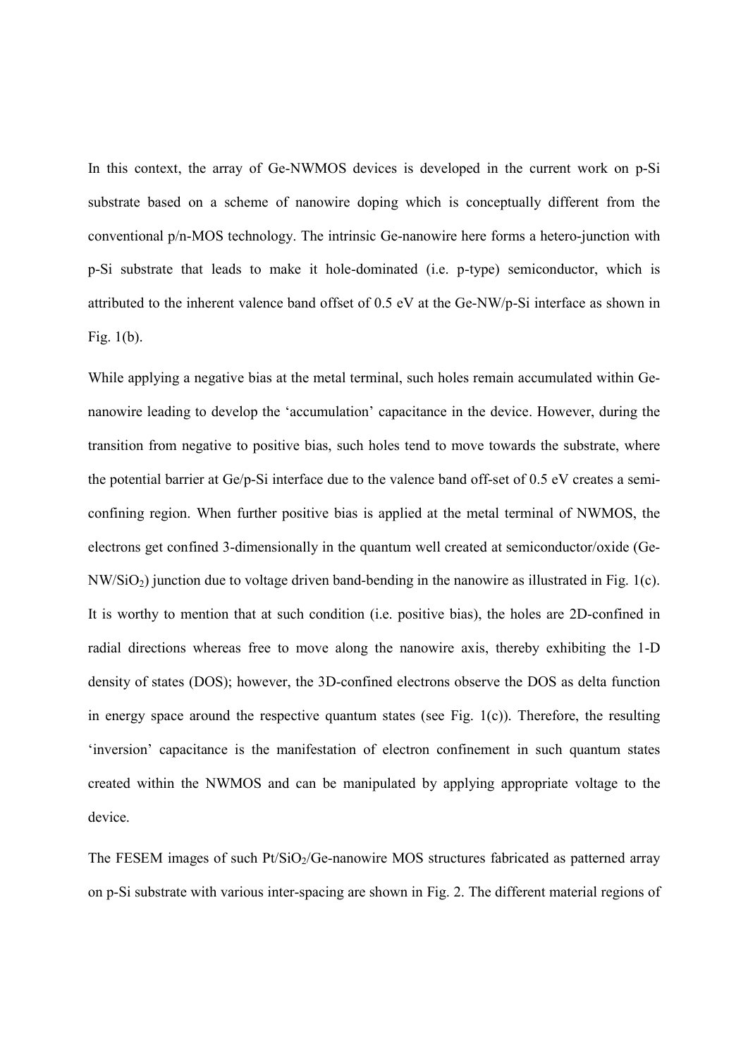In this context, the array of Ge-NWMOS devices is developed in the current work on p-Si substrate based on a scheme of nanowire doping which is conceptually different from the conventional p/n-MOS technology. The intrinsic Ge-nanowire here forms a hetero-junction with p-Si substrate that leads to make it hole-dominated (i.e. p-type) semiconductor, which is attributed to the inherent valence band offset of 0.5 eV at the Ge-NW/p-Si interface as shown in Fig. 1(b).

While applying a negative bias at the metal terminal, such holes remain accumulated within Ge-nanowire leading to develop the 'accumulation' capacitance in the device. However, during the transition from negative to positive bias, such holes tend to move towards the substrate, where the potential barrier at Ge/p-Si interface due to the valence band off-set of 0.5 eV creates a semi-confining region. When further positive bias is applied at the metal terminal of NWMOS, the electrons get confined 3-dimensionally in the quantum well created at semiconductor/oxide (Ge-NW/$SiO_2$) junction due to voltage driven band-bending in the nanowire as illustrated in Fig. 1(c). It is worthy to mention that at such condition (i.e. positive bias), the holes are 2D-confined in radial directions whereas free to move along the nanowire axis, thereby exhibiting the 1-D density of states (DOS); however, the 3D-confined electrons observe the DOS as delta function in energy space around the respective quantum states (see Fig. 1(c)). Therefore, the resulting 'inversion' capacitance is the manifestation of electron confinement in such quantum states created within the NWMOS and can be manipulated by applying appropriate voltage to the device.

The FESEM images of such Pt/$SiO_2$/Ge-nanowire MOS structures fabricated as patterned array on p-Si substrate with various inter-spacing are shown in Fig. 2. The different material regions of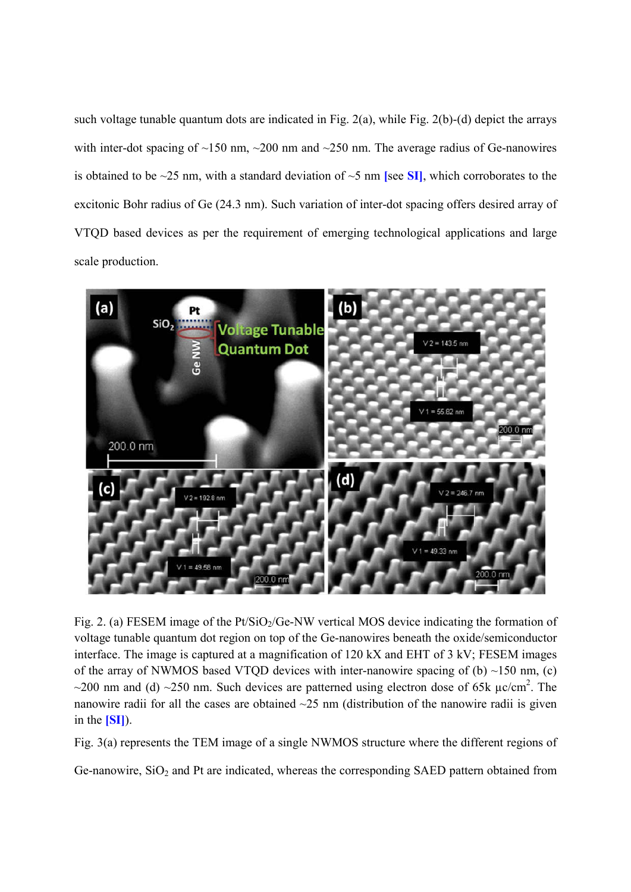such voltage tunable quantum dots are indicated in Fig. 2(a), while Fig. 2(b)-(d) depict the arrays with inter-dot spacing of ~150 nm, ~200 nm and ~250 nm. The average radius of Ge-nanowires is obtained to be ~25 nm, with a standard deviation of ~5 nm [see SI], which corroborates to the excitonic Bohr radius of Ge (24.3 nm). Such variation of inter-dot spacing offers desired array of VTQD based devices as per the requirement of emerging technological applications and large scale production.

Fig. 2. (a) FESEM image of the Pt/$SiO_2$/Ge-NW vertical MOS device indicating the formation of voltage tunable quantum dot region on top of the Ge-nanowires beneath the oxide/semiconductor interface. The image is captured at a magnification of 120 kX and EHT of 3 kV; FESEM images of the array of NWMOS based VTQD devices with inter-nanowire spacing of (b) ~150 nm, (c) ~200 nm and (d) ~250 nm. Such devices are patterned using electron dose of 65k μc/cm$^2$. The nanowire radii for all the cases are obtained ~25 nm (distribution of the nanowire radii is given in the [SI]).

Fig. 3(a) represents the TEM image of a single NWMOS structure where the different regions of Ge-nanowire, $SiO_2$ and Pt are indicated, whereas the corresponding SAED pattern obtained from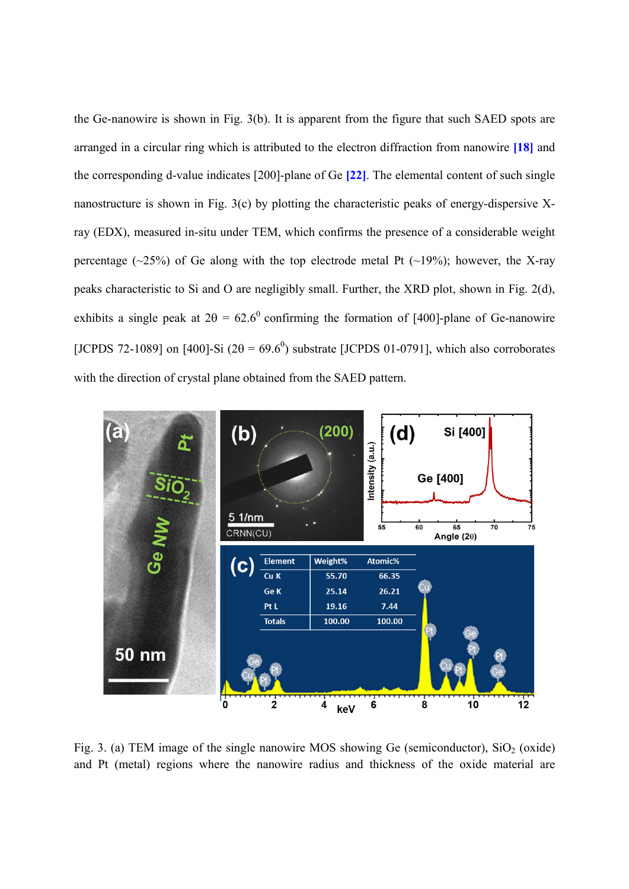the Ge-nanowire is shown in Fig. 3(b). It is apparent from the figure that such SAED spots are arranged in a circular ring which is attributed to the electron diffraction from nanowire [18] and the corresponding d-value indicates [200]-plane of Ge [22]. The elemental content of such single nanostructure is shown in Fig. 3(c) by plotting the characteristic peaks of energy-dispersive X-ray (EDX), measured in-situ under TEM, which confirms the presence of a considerable weight percentage (~25%) of Ge along with the top electrode metal Pt (~19%); however, the X-ray peaks characteristic to Si and O are negligibly small. Further, the XRD plot, shown in Fig. 2(d), exhibits a single peak at $2\theta = 62.6^0$ confirming the formation of [400]-plane of Ge-nanowire [JCPDS 72-1089] on [400]-Si ($2\theta = 69.6^0$) substrate [JCPDS 01-0791], which also corroborates with the direction of crystal plane obtained from the SAED pattern.

| Element | Weight% | Atomic% |
|---|---|---|
| Cu K | 55.70 | 66.35 |
| Ge K | 25.14 | 26.21 |
| Pt L | 19.16 | 7.44 |
| Totals | 100.00 | 100.00 |

Fig. 3. (a) TEM image of the single nanowire MOS showing Ge (semiconductor), $SiO_2$ (oxide) and Pt (metal) regions where the nanowire radius and thickness of the oxide material are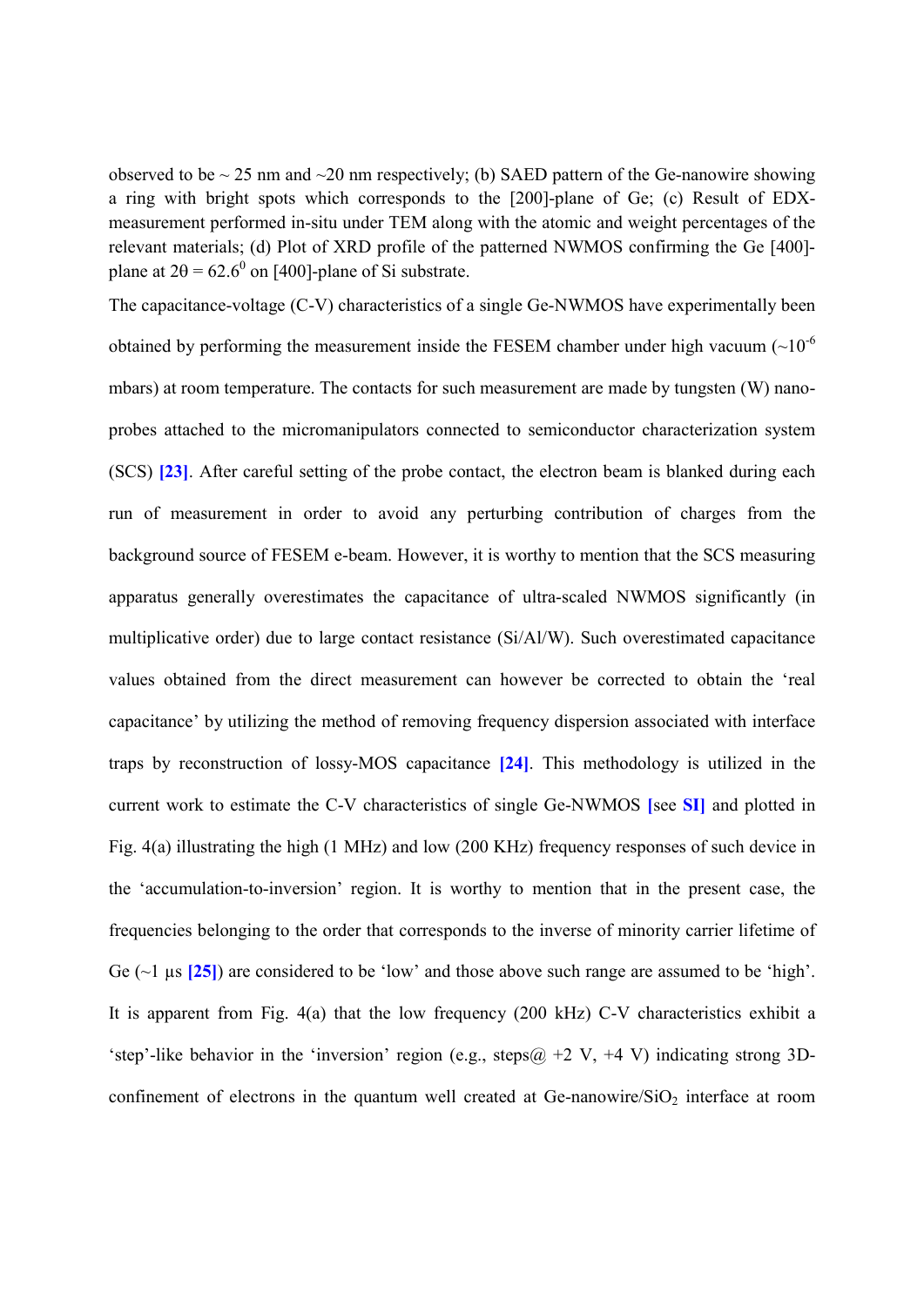observed to be ~ 25 nm and ~20 nm respectively; (b) SAED pattern of the Ge-nanowire showing a ring with bright spots which corresponds to the [200]-plane of Ge; (c) Result of EDX-measurement performed in-situ under TEM along with the atomic and weight percentages of the relevant materials; (d) Plot of XRD profile of the patterned NWMOS confirming the Ge [400]-plane at $2\theta = 62.6^0$ on [400]-plane of Si substrate.

The capacitance-voltage (C-V) characteristics of a single Ge-NWMOS have experimentally been obtained by performing the measurement inside the FESEM chamber under high vacuum ($\sim 10^{-6}$ mbars) at room temperature. The contacts for such measurement are made by tungsten (W) nano-probes attached to the micromanipulators connected to semiconductor characterization system (SCS) [23]. After careful setting of the probe contact, the electron beam is blanked during each run of measurement in order to avoid any perturbing contribution of charges from the background source of FESEM e-beam. However, it is worthy to mention that the SCS measuring apparatus generally overestimates the capacitance of ultra-scaled NWMOS significantly (in multiplicative order) due to large contact resistance (Si/Al/W). Such overestimated capacitance values obtained from the direct measurement can however be corrected to obtain the 'real capacitance' by utilizing the method of removing frequency dispersion associated with interface traps by reconstruction of lossy-MOS capacitance [24]. This methodology is utilized in the current work to estimate the C-V characteristics of single Ge-NWMOS [see SI] and plotted in Fig. 4(a) illustrating the high (1 MHz) and low (200 KHz) frequency responses of such device in the 'accumulation-to-inversion' region. It is worthy to mention that in the present case, the frequencies belonging to the order that corresponds to the inverse of minority carrier lifetime of Ge (~1 μs [25]) are considered to be 'low' and those above such range are assumed to be 'high'. It is apparent from Fig. 4(a) that the low frequency (200 kHz) C-V characteristics exhibit a 'step'-like behavior in the 'inversion' region (e.g., steps@ +2 V, +4 V) indicating strong 3D-confinement of electrons in the quantum well created at Ge-nanowire/$SiO_2$ interface at room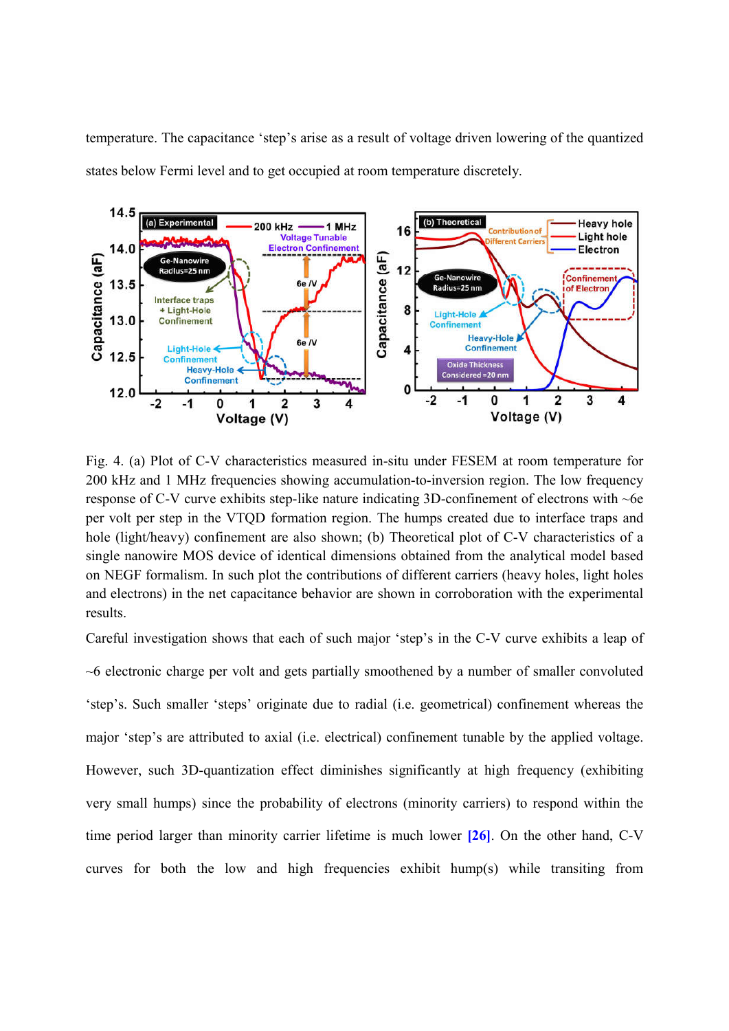temperature. The capacitance 'step's arise as a result of voltage driven lowering of the quantized states below Fermi level and to get occupied at room temperature discretely.

Fig. 4. (a) Plot of C-V characteristics measured in-situ under FESEM at room temperature for 200 kHz and 1 MHz frequencies showing accumulation-to-inversion region. The low frequency response of C-V curve exhibits step-like nature indicating 3D-confinement of electrons with ~6e per volt per step in the VTQD formation region. The humps created due to interface traps and hole (light/heavy) confinement are also shown; (b) Theoretical plot of C-V characteristics of a single nanowire MOS device of identical dimensions obtained from the analytical model based on NEGF formalism. In such plot the contributions of different carriers (heavy holes, light holes and electrons) in the net capacitance behavior are shown in corroboration with the experimental results.

Careful investigation shows that each of such major 'step's in the C-V curve exhibits a leap of ~6 electronic charge per volt and gets partially smoothened by a number of smaller convoluted 'step's. Such smaller 'steps' originate due to radial (i.e. geometrical) confinement whereas the major 'step's are attributed to axial (i.e. electrical) confinement tunable by the applied voltage. However, such 3D-quantization effect diminishes significantly at high frequency (exhibiting very small humps) since the probability of electrons (minority carriers) to respond within the time period larger than minority carrier lifetime is much lower [26]. On the other hand, C-V curves for both the low and high frequencies exhibit hump(s) while transiting from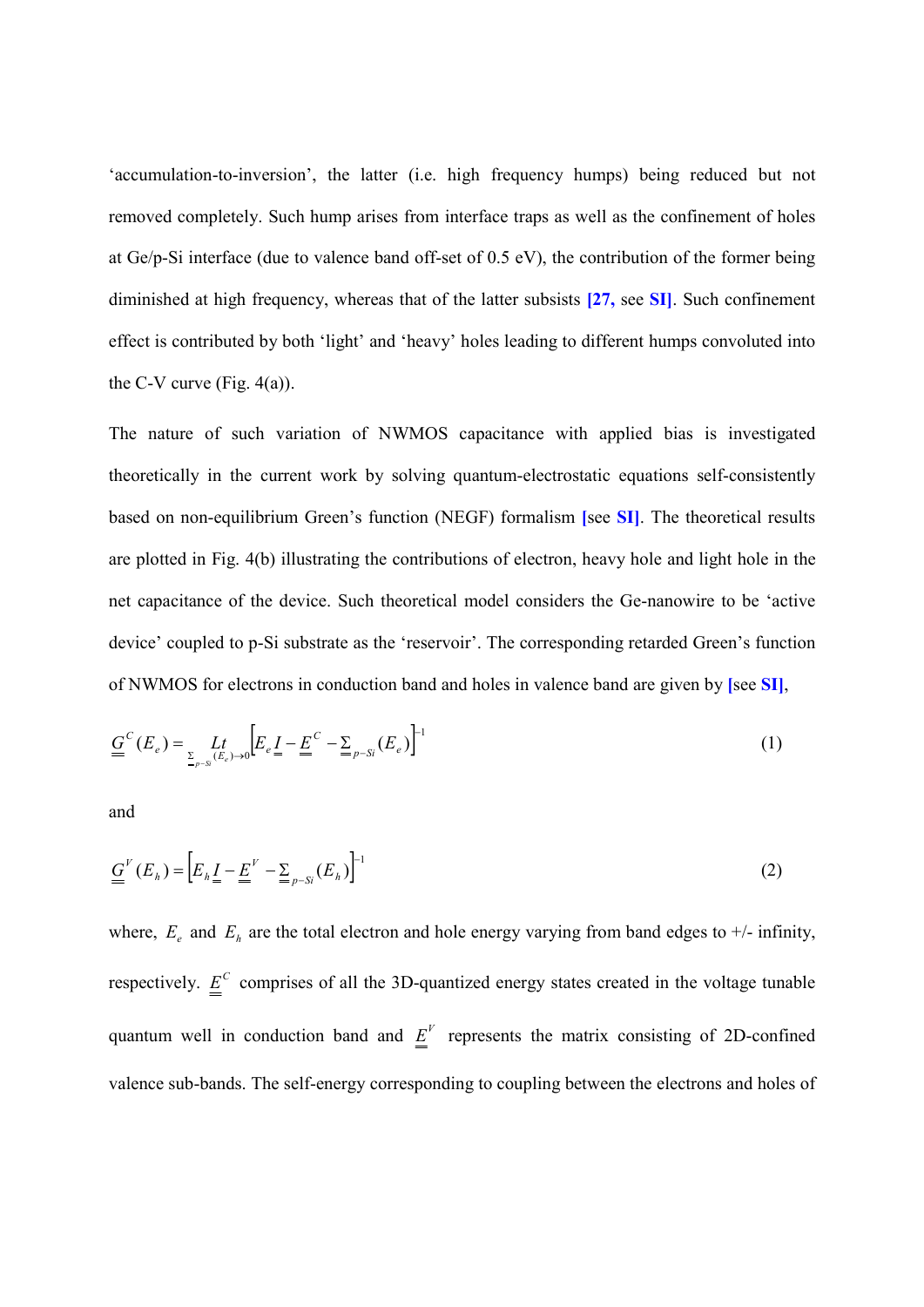'accumulation-to-inversion', the latter (i.e. high frequency humps) being reduced but not removed completely. Such hump arises from interface traps as well as the confinement of holes at Ge/p-Si interface (due to valence band off-set of 0.5 eV), the contribution of the former being diminished at high frequency, whereas that of the latter subsists **[27,** see **SI]**. Such confinement effect is contributed by both 'light' and 'heavy' holes leading to different humps convoluted into the C-V curve (Fig. 4(a)).

The nature of such variation of NWMOS capacitance with applied bias is investigated theoretically in the current work by solving quantum-electrostatic equations self-consistently based on non-equilibrium Green's function (NEGF) formalism **[**see **SI]**. The theoretical results are plotted in Fig. 4(b) illustrating the contributions of electron, heavy hole and light hole in the net capacitance of the device. Such theoretical model considers the Ge-nanowire to be 'active device' coupled to p-Si substrate as the 'reservoir'. The corresponding retarded Green's function of NWMOS for electrons in conduction band and holes in valence band are given by **[**see **SI]**,

$$\underline{\underline{G}}^{C}(E_e) = \underset{\underline{\underline{\Sigma}}_{p-Si}(E_e)\to 0}{Lt} \left[ E_e \underline{\underline{I}} - \underline{\underline{E}}^{C} - \underline{\underline{\Sigma}}_{p-Si}(E_e) \right]^{-1} \tag{1}$$

and

$$\underline{\underline{G}}^{V}(E_h) = \left[ E_h \underline{\underline{I}} - \underline{\underline{E}}^{V} - \underline{\underline{\Sigma}}_{p-Si}(E_h) \right]^{-1} \tag{2}$$

where, $E_e$ and $E_h$ are the total electron and hole energy varying from band edges to +/- infinity, respectively. $\underline{\underline{E}}^{C}$ comprises of all the 3D-quantized energy states created in the voltage tunable quantum well in conduction band and $\underline{\underline{E}}^{V}$ represents the matrix consisting of 2D-confined valence sub-bands. The self-energy corresponding to coupling between the electrons and holes of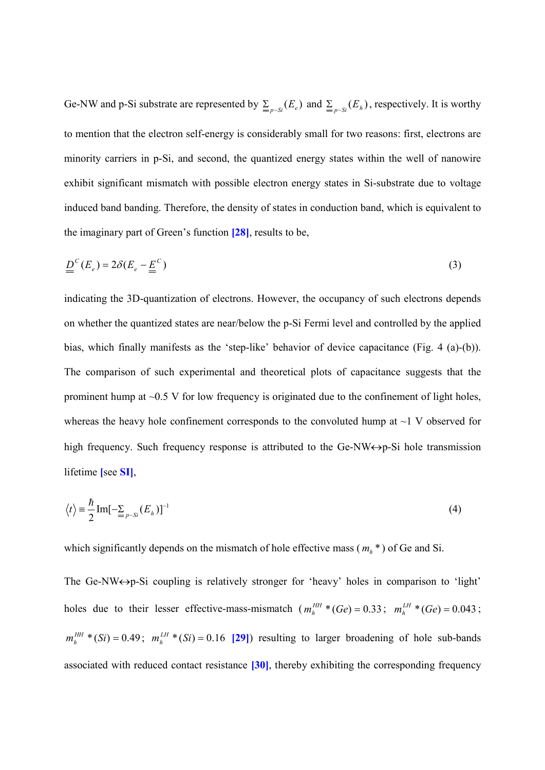Ge-NW and p-Si substrate are represented by $\underline{\underline{\Sigma}}_{p-Si}(E_e)$ and $\underline{\underline{\Sigma}}_{p-Si}(E_h)$, respectively. It is worthy to mention that the electron self-energy is considerably small for two reasons: first, electrons are minority carriers in p-Si, and second, the quantized energy states within the well of nanowire exhibit significant mismatch with possible electron energy states in Si-substrate due to voltage induced band banding. Therefore, the density of states in conduction band, which is equivalent to the imaginary part of Green's function [28], results to be,

$$\underline{\underline{D}}^{C}(E_e) = 2\delta(E_e - \underline{\underline{E}}^{C}) \tag{3}$$

indicating the 3D-quantization of electrons. However, the occupancy of such electrons depends on whether the quantized states are near/below the p-Si Fermi level and controlled by the applied bias, which finally manifests as the 'step-like' behavior of device capacitance (Fig. 4 (a)-(b)). The comparison of such experimental and theoretical plots of capacitance suggests that the prominent hump at ~0.5 V for low frequency is originated due to the confinement of light holes, whereas the heavy hole confinement corresponds to the convoluted hump at ~1 V observed for high frequency. Such frequency response is attributed to the Ge-NW↔p-Si hole transmission lifetime [see SI],

$$\langle t \rangle \equiv \frac{\hbar}{2}\mathrm{Im}[-\underline{\underline{\Sigma}}_{p-Si}(E_h)]^{-1} \tag{4}$$

which significantly depends on the mismatch of hole effective mass ($m_h*$) of Ge and Si.

The Ge-NW↔p-Si coupling is relatively stronger for 'heavy' holes in comparison to 'light' holes due to their lesser effective-mass-mismatch ($m_h^{HH}*(Ge) = 0.33$; $m_h^{LH}*(Ge) = 0.043$; $m_h^{HH}*(Si) = 0.49$; $m_h^{LH}*(Si) = 0.16$ [29]) resulting to larger broadening of hole sub-bands associated with reduced contact resistance [30], thereby exhibiting the corresponding frequency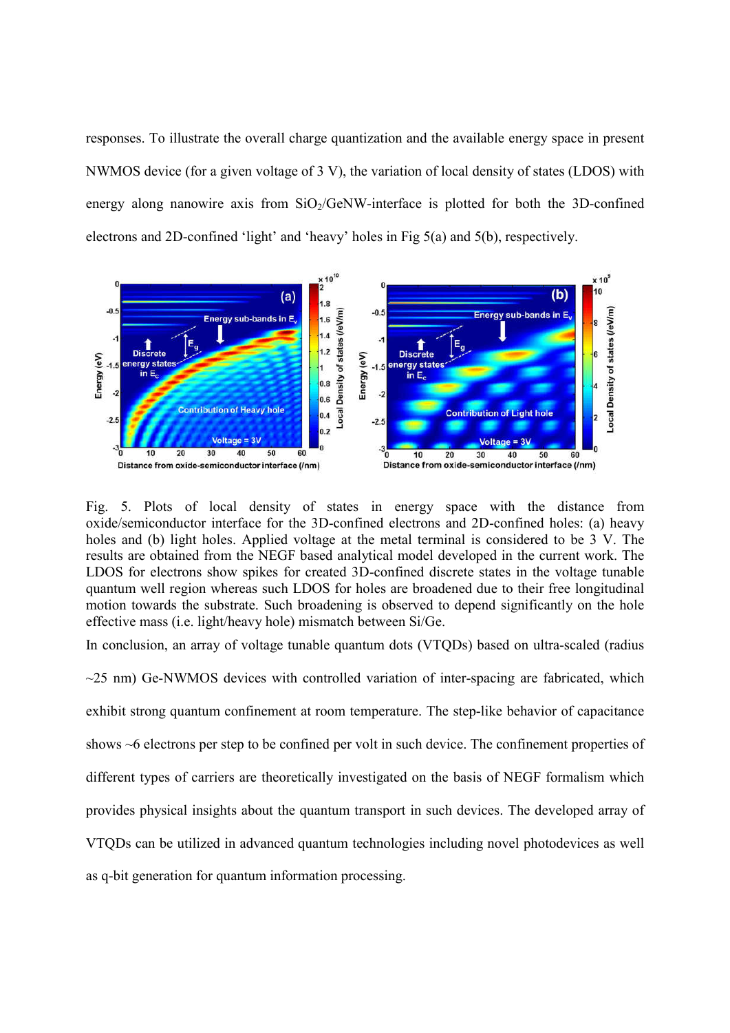responses. To illustrate the overall charge quantization and the available energy space in present NWMOS device (for a given voltage of 3 V), the variation of local density of states (LDOS) with energy along nanowire axis from $SiO_2$/GeNW-interface is plotted for both the 3D-confined electrons and 2D-confined 'light' and 'heavy' holes in Fig 5(a) and 5(b), respectively.

Fig. 5. Plots of local density of states in energy space with the distance from oxide/semiconductor interface for the 3D-confined electrons and 2D-confined holes: (a) heavy holes and (b) light holes. Applied voltage at the metal terminal is considered to be 3 V. The results are obtained from the NEGF based analytical model developed in the current work. The LDOS for electrons show spikes for created 3D-confined discrete states in the voltage tunable quantum well region whereas such LDOS for holes are broadened due to their free longitudinal motion towards the substrate. Such broadening is observed to depend significantly on the hole effective mass (i.e. light/heavy hole) mismatch between Si/Ge.

In conclusion, an array of voltage tunable quantum dots (VTQDs) based on ultra-scaled (radius ~25 nm) Ge-NWMOS devices with controlled variation of inter-spacing are fabricated, which exhibit strong quantum confinement at room temperature. The step-like behavior of capacitance shows ~6 electrons per step to be confined per volt in such device. The confinement properties of different types of carriers are theoretically investigated on the basis of NEGF formalism which provides physical insights about the quantum transport in such devices. The developed array of VTQDs can be utilized in advanced quantum technologies including novel photodevices as well as q-bit generation for quantum information processing.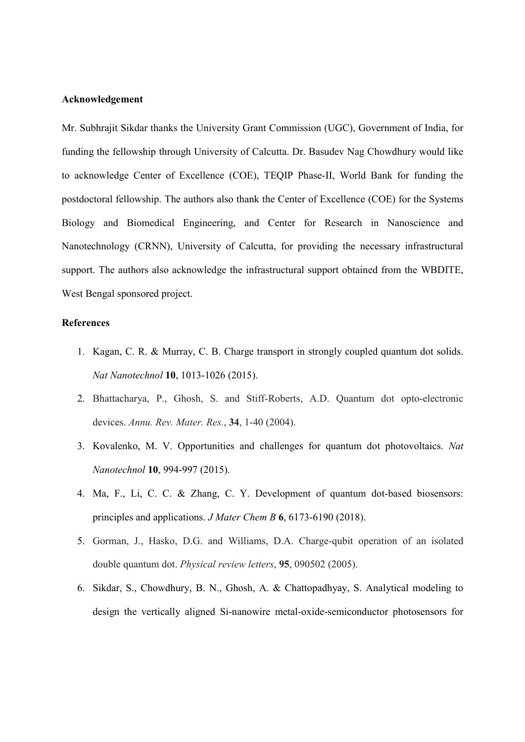## Acknowledgement

Mr. Subhrajit Sikdar thanks the University Grant Commission (UGC), Government of India, for funding the fellowship through University of Calcutta. Dr. Basudev Nag Chowdhury would like to acknowledge Center of Excellence (COE), TEQIP Phase-II, World Bank for funding the postdoctoral fellowship. The authors also thank the Center of Excellence (COE) for the Systems Biology and Biomedical Engineering, and Center for Research in Nanoscience and Nanotechnology (CRNN), University of Calcutta, for providing the necessary infrastructural support. The authors also acknowledge the infrastructural support obtained from the WBDITE, West Bengal sponsored project.

## References

1. Kagan, C. R. & Murray, C. B. Charge transport in strongly coupled quantum dot solids. *Nat Nanotechnol* **10**, 1013-1026 (2015).
2. Bhattacharya, P., Ghosh, S. and Stiff-Roberts, A.D. Quantum dot opto-electronic devices. *Annu. Rev. Mater. Res.*, **34**, 1-40 (2004).
3. Kovalenko, M. V. Opportunities and challenges for quantum dot photovoltaics. *Nat Nanotechnol* **10**, 994-997 (2015).
4. Ma, F., Li, C. C. & Zhang, C. Y. Development of quantum dot-based biosensors: principles and applications. *J Mater Chem B* **6**, 6173-6190 (2018).
5. Gorman, J., Hasko, D.G. and Williams, D.A. Charge-qubit operation of an isolated double quantum dot. *Physical review letters*, **95**, 090502 (2005).
6. Sikdar, S., Chowdhury, B. N., Ghosh, A. & Chattopadhyay, S. Analytical modeling to design the vertically aligned Si-nanowire metal-oxide-semiconductor photosensors for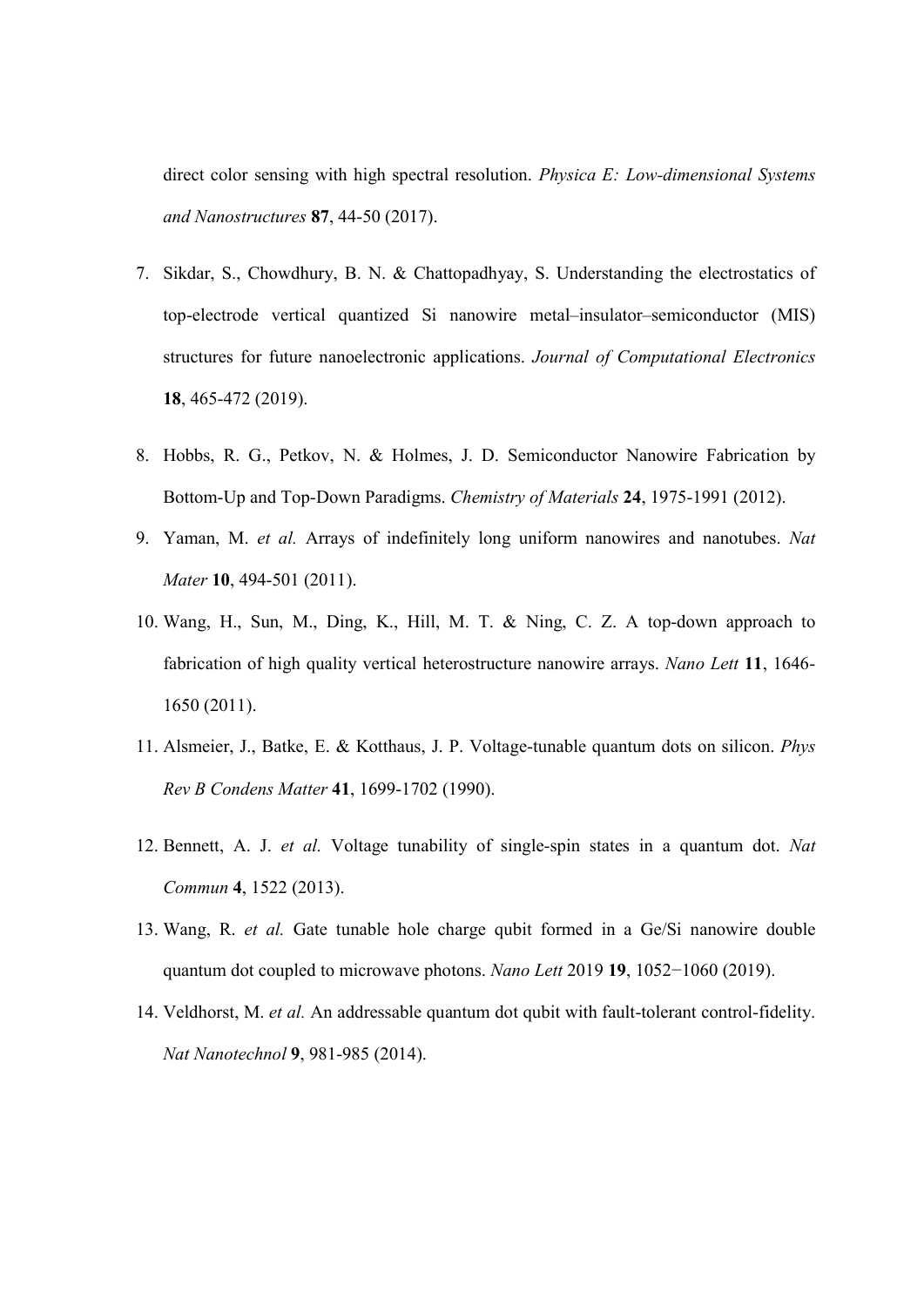direct color sensing with high spectral resolution. *Physica E: Low-dimensional Systems and Nanostructures* **87**, 44-50 (2017).

7. Sikdar, S., Chowdhury, B. N. & Chattopadhyay, S. Understanding the electrostatics of top-electrode vertical quantized Si nanowire metal–insulator–semiconductor (MIS) structures for future nanoelectronic applications. *Journal of Computational Electronics* **18**, 465-472 (2019).

8. Hobbs, R. G., Petkov, N. & Holmes, J. D. Semiconductor Nanowire Fabrication by Bottom-Up and Top-Down Paradigms. *Chemistry of Materials* **24**, 1975-1991 (2012).

9. Yaman, M. *et al.* Arrays of indefinitely long uniform nanowires and nanotubes. *Nat Mater* **10**, 494-501 (2011).

10. Wang, H., Sun, M., Ding, K., Hill, M. T. & Ning, C. Z. A top-down approach to fabrication of high quality vertical heterostructure nanowire arrays. *Nano Lett* **11**, 1646-1650 (2011).

11. Alsmeier, J., Batke, E. & Kotthaus, J. P. Voltage-tunable quantum dots on silicon. *Phys Rev B Condens Matter* **41**, 1699-1702 (1990).

12. Bennett, A. J. *et al.* Voltage tunability of single-spin states in a quantum dot. *Nat Commun* **4**, 1522 (2013).

13. Wang, R. *et al.* Gate tunable hole charge qubit formed in a Ge/Si nanowire double quantum dot coupled to microwave photons. *Nano Lett* 2019 **19**, 1052−1060 (2019).

14. Veldhorst, M. *et al.* An addressable quantum dot qubit with fault-tolerant control-fidelity. *Nat Nanotechnol* **9**, 981-985 (2014).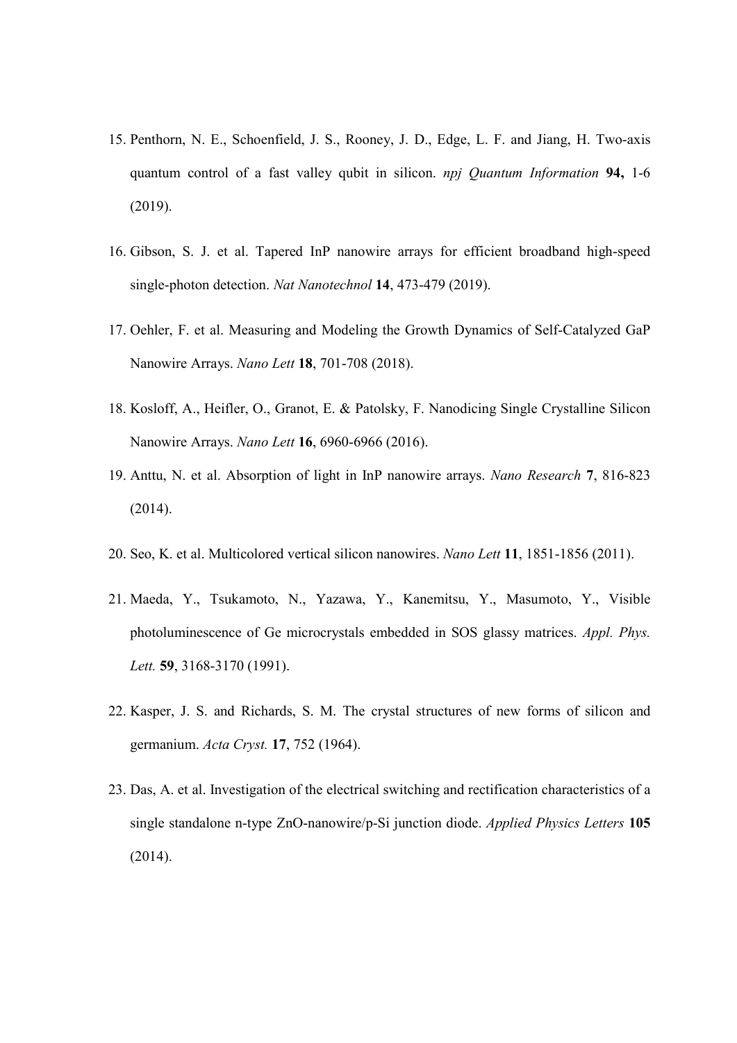15. Penthorn, N. E., Schoenfield, J. S., Rooney, J. D., Edge, L. F. and Jiang, H. Two-axis quantum control of a fast valley qubit in silicon. *npj Quantum Information* **94,** 1-6 (2019).

16. Gibson, S. J. et al. Tapered InP nanowire arrays for efficient broadband high-speed single-photon detection. *Nat Nanotechnol* **14**, 473-479 (2019).

17. Oehler, F. et al. Measuring and Modeling the Growth Dynamics of Self-Catalyzed GaP Nanowire Arrays. *Nano Lett* **18**, 701-708 (2018).

18. Kosloff, A., Heifler, O., Granot, E. & Patolsky, F. Nanodicing Single Crystalline Silicon Nanowire Arrays. *Nano Lett* **16**, 6960-6966 (2016).

19. Anttu, N. et al. Absorption of light in InP nanowire arrays. *Nano Research* **7**, 816-823 (2014).

20. Seo, K. et al. Multicolored vertical silicon nanowires. *Nano Lett* **11**, 1851-1856 (2011).

21. Maeda, Y., Tsukamoto, N., Yazawa, Y., Kanemitsu, Y., Masumoto, Y., Visible photoluminescence of Ge microcrystals embedded in SOS glassy matrices. *Appl. Phys. Lett.* **59**, 3168-3170 (1991).

22. Kasper, J. S. and Richards, S. M. The crystal structures of new forms of silicon and germanium. *Acta Cryst.* **17**, 752 (1964).

23. Das, A. et al. Investigation of the electrical switching and rectification characteristics of a single standalone n-type ZnO-nanowire/p-Si junction diode. *Applied Physics Letters* **105** (2014).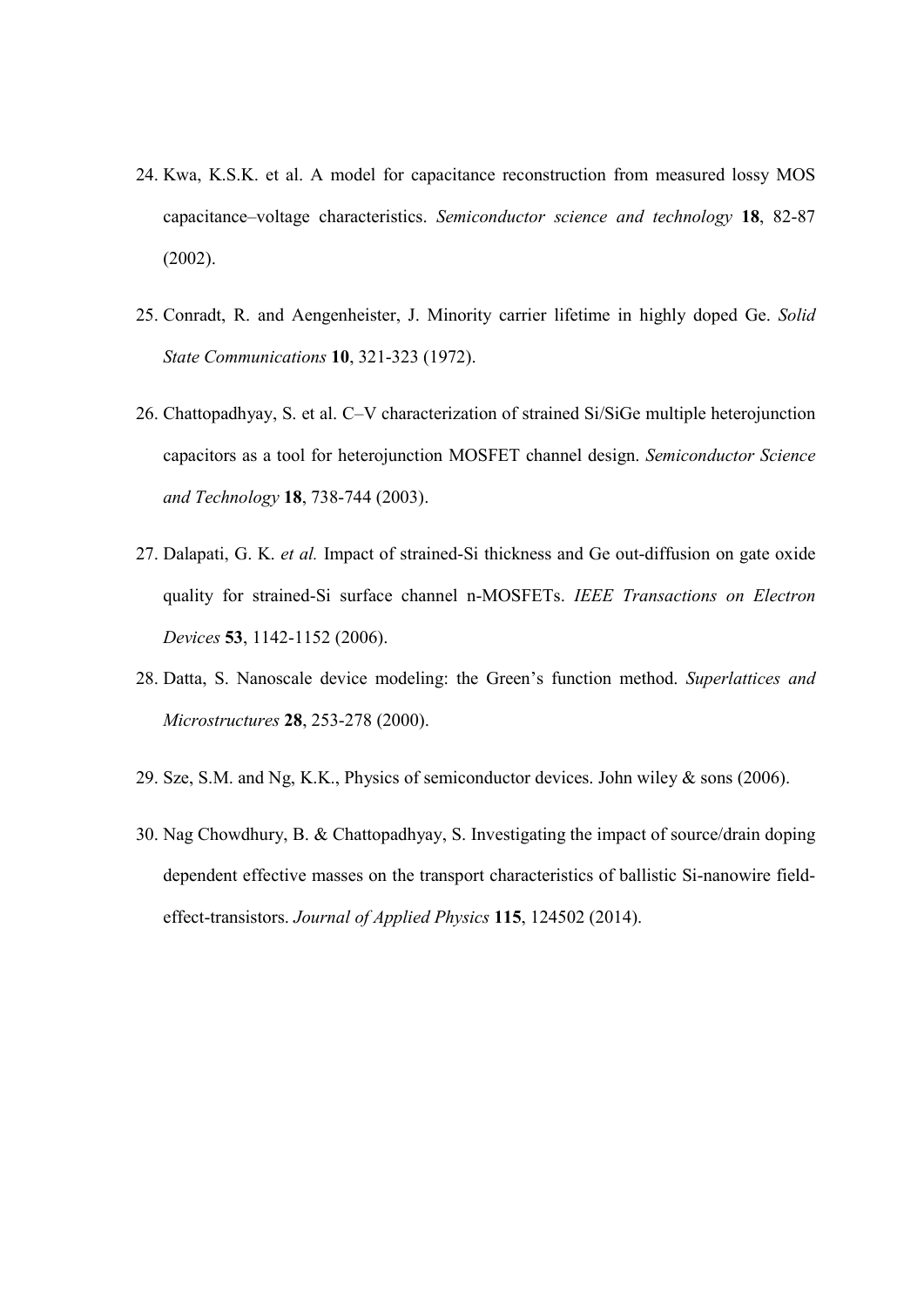24. Kwa, K.S.K. et al. A model for capacitance reconstruction from measured lossy MOS capacitance–voltage characteristics. *Semiconductor science and technology* **18**, 82-87 (2002).

25. Conradt, R. and Aengenheister, J. Minority carrier lifetime in highly doped Ge. *Solid State Communications* **10**, 321-323 (1972).

26. Chattopadhyay, S. et al. C–V characterization of strained Si/SiGe multiple heterojunction capacitors as a tool for heterojunction MOSFET channel design. *Semiconductor Science and Technology* **18**, 738-744 (2003).

27. Dalapati, G. K. *et al.* Impact of strained-Si thickness and Ge out-diffusion on gate oxide quality for strained-Si surface channel n-MOSFETs. *IEEE Transactions on Electron Devices* **53**, 1142-1152 (2006).

28. Datta, S. Nanoscale device modeling: the Green's function method. *Superlattices and Microstructures* **28**, 253-278 (2000).

29. Sze, S.M. and Ng, K.K., Physics of semiconductor devices. John wiley & sons (2006).

30. Nag Chowdhury, B. & Chattopadhyay, S. Investigating the impact of source/drain doping dependent effective masses on the transport characteristics of ballistic Si-nanowire field-effect-transistors. *Journal of Applied Physics* **115**, 124502 (2014).